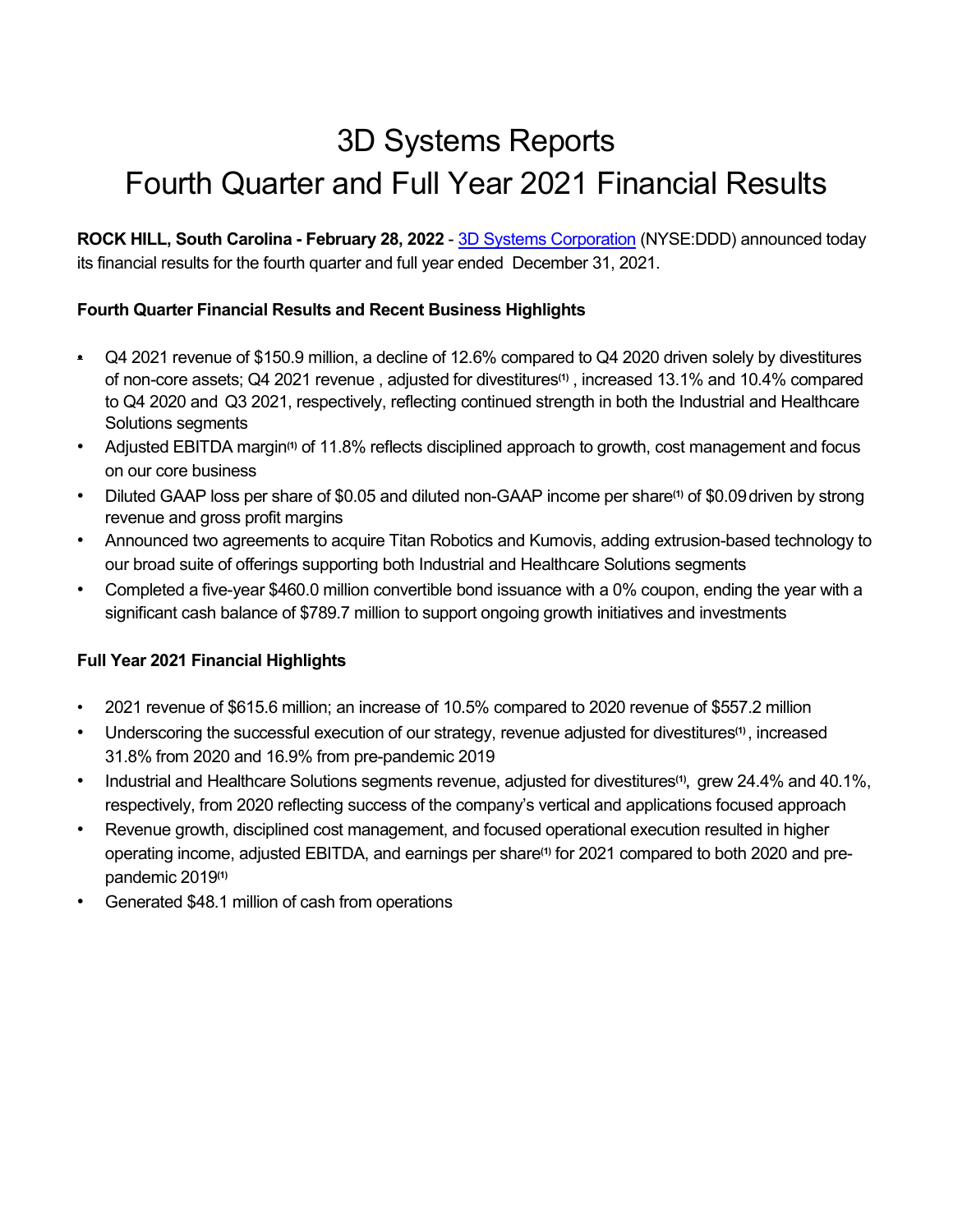# 3D Systems Reports
# Fourth Quarter and Full Year 2021 Financial Results

**ROCK HILL, South Carolina - February 28, 2022** - 3D Systems Corporation (NYSE:DDD) announced today its financial results for the fourth quarter and full year ended December 31, 2021.

### Fourth Quarter Financial Results and Recent Business Highlights

- Q4 2021 revenue of $150.9 million, a decline of 12.6% compared to Q4 2020 driven solely by divestitures of non-core assets; Q4 2021 revenue , adjusted for divestitures[1] , increased 13.1% and 10.4% compared to Q4 2020 and Q3 2021, respectively, reflecting continued strength in both the Industrial and Healthcare Solutions segments
- Adjusted EBITDA margin[1] of 11.8% reflects disciplined approach to growth, cost management and focus on our core business
- Diluted GAAP loss per share of $0.05 and diluted non-GAAP income per share[1] of $0.09 driven by strong revenue and gross profit margins
- Announced two agreements to acquire Titan Robotics and Kumovis, adding extrusion-based technology to our broad suite of offerings supporting both Industrial and Healthcare Solutions segments
- Completed a five-year $460.0 million convertible bond issuance with a 0% coupon, ending the year with a significant cash balance of $789.7 million to support ongoing growth initiatives and investments

### Full Year 2021 Financial Highlights

- 2021 revenue of $615.6 million; an increase of 10.5% compared to 2020 revenue of $557.2 million
- Underscoring the successful execution of our strategy, revenue adjusted for divestitures[1] , increased 31.8% from 2020 and 16.9% from pre-pandemic 2019
- Industrial and Healthcare Solutions segments revenue, adjusted for divestitures[1], grew 24.4% and 40.1%, respectively, from 2020 reflecting success of the company's vertical and applications focused approach
- Revenue growth, disciplined cost management, and focused operational execution resulted in higher operating income, adjusted EBITDA, and earnings per share[1] for 2021 compared to both 2020 and pre-pandemic 2019[1]
- Generated $48.1 million of cash from operations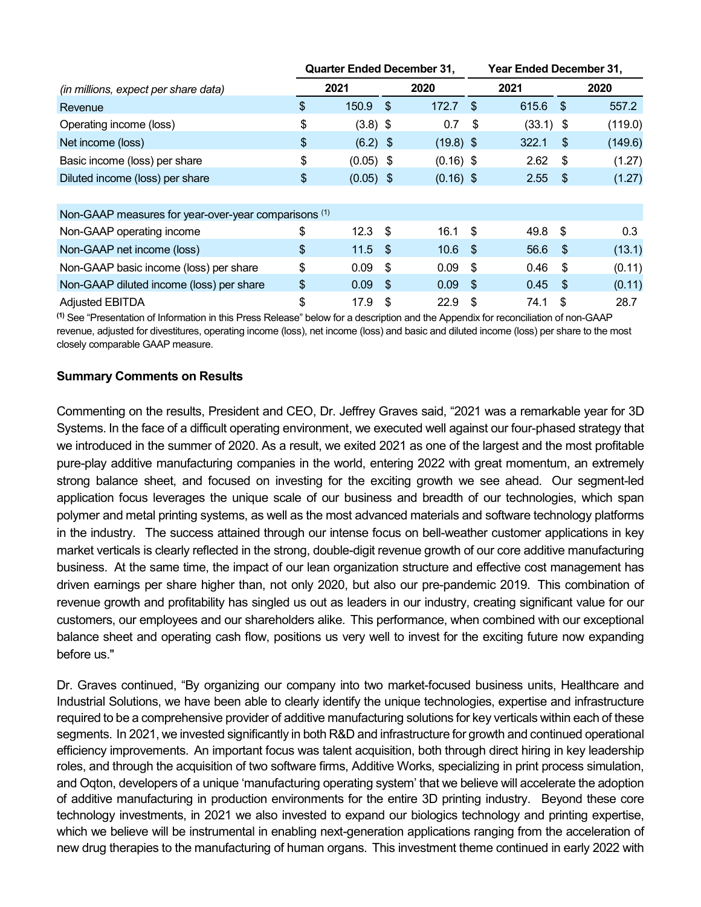| *(in millions, expect per share data)* | Quarter Ended December 31, 2021 | Quarter Ended December 31, 2020 | Year Ended December 31, 2021 | Year Ended December 31, 2020 |
|---|---|---|---|---|
| Revenue | $ 150.9 | $ 172.7 | $ 615.6 | $ 557.2 |
| Operating income (loss) | $ (3.8) | $ 0.7 | $ (33.1) | $ (119.0) |
| Net income (loss) | $ (6.2) | $ (19.8) | $ 322.1 | $ (149.6) |
| Basic income (loss) per share | $ (0.05) | $ (0.16) | $ 2.62 | $ (1.27) |
| Diluted income (loss) per share | $ (0.05) | $ (0.16) | $ 2.55 | $ (1.27) |
| | | | | |
| Non-GAAP measures for year-over-year comparisons [(1)] | | | | |
| Non-GAAP operating income | $ 12.3 | $ 16.1 | $ 49.8 | $ 0.3 |
| Non-GAAP net income (loss) | $ 11.5 | $ 10.6 | $ 56.6 | $ (13.1) |
| Non-GAAP basic income (loss) per share | $ 0.09 | $ 0.09 | $ 0.46 | $ (0.11) |
| Non-GAAP diluted income (loss) per share | $ 0.09 | $ 0.09 | $ 0.45 | $ (0.11) |
| Adjusted EBITDA | $ 17.9 | $ 22.9 | $ 74.1 | $ 28.7 |

[(1)] See "Presentation of Information in this Press Release" below for a description and the Appendix for reconciliation of non-GAAP revenue, adjusted for divestitures, operating income (loss), net income (loss) and basic and diluted income (loss) per share to the most closely comparable GAAP measure.

**Summary Comments on Results**

Commenting on the results, President and CEO, Dr. Jeffrey Graves said, "2021 was a remarkable year for 3D Systems. In the face of a difficult operating environment, we executed well against our four-phased strategy that we introduced in the summer of 2020. As a result, we exited 2021 as one of the largest and the most profitable pure-play additive manufacturing companies in the world, entering 2022 with great momentum, an extremely strong balance sheet, and focused on investing for the exciting growth we see ahead. Our segment-led application focus leverages the unique scale of our business and breadth of our technologies, which span polymer and metal printing systems, as well as the most advanced materials and software technology platforms in the industry. The success attained through our intense focus on bell-weather customer applications in key market verticals is clearly reflected in the strong, double-digit revenue growth of our core additive manufacturing business. At the same time, the impact of our lean organization structure and effective cost management has driven earnings per share higher than, not only 2020, but also our pre-pandemic 2019. This combination of revenue growth and profitability has singled us out as leaders in our industry, creating significant value for our customers, our employees and our shareholders alike. This performance, when combined with our exceptional balance sheet and operating cash flow, positions us very well to invest for the exciting future now expanding before us."

Dr. Graves continued, "By organizing our company into two market-focused business units, Healthcare and Industrial Solutions, we have been able to clearly identify the unique technologies, expertise and infrastructure required to be a comprehensive provider of additive manufacturing solutions for key verticals within each of these segments. In 2021, we invested significantly in both R&D and infrastructure for growth and continued operational efficiency improvements. An important focus was talent acquisition, both through direct hiring in key leadership roles, and through the acquisition of two software firms, Additive Works, specializing in print process simulation, and Oqton, developers of a unique 'manufacturing operating system' that we believe will accelerate the adoption of additive manufacturing in production environments for the entire 3D printing industry. Beyond these core technology investments, in 2021 we also invested to expand our biologics technology and printing expertise, which we believe will be instrumental in enabling next-generation applications ranging from the acceleration of new drug therapies to the manufacturing of human organs. This investment theme continued in early 2022 with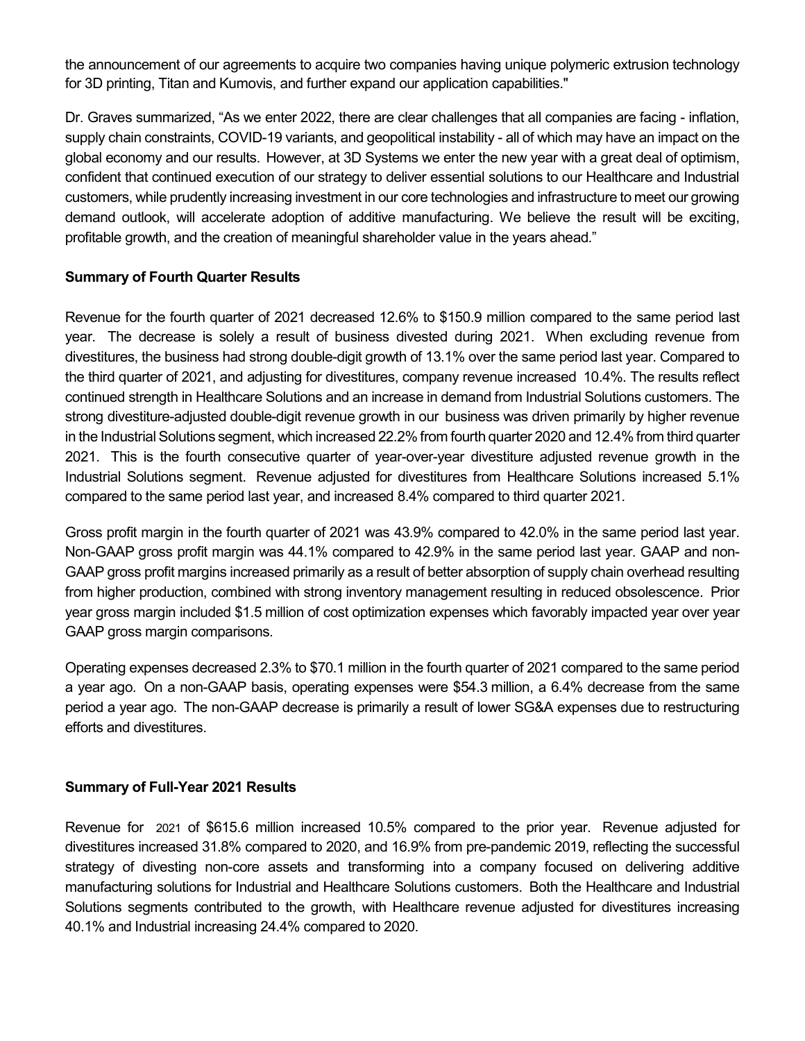the announcement of our agreements to acquire two companies having unique polymeric extrusion technology for 3D printing, Titan and Kumovis, and further expand our application capabilities."

Dr. Graves summarized, "As we enter 2022, there are clear challenges that all companies are facing - inflation, supply chain constraints, COVID-19 variants, and geopolitical instability - all of which may have an impact on the global economy and our results. However, at 3D Systems we enter the new year with a great deal of optimism, confident that continued execution of our strategy to deliver essential solutions to our Healthcare and Industrial customers, while prudently increasing investment in our core technologies and infrastructure to meet our growing demand outlook, will accelerate adoption of additive manufacturing. We believe the result will be exciting, profitable growth, and the creation of meaningful shareholder value in the years ahead."

**Summary of Fourth Quarter Results**

Revenue for the fourth quarter of 2021 decreased 12.6% to $150.9 million compared to the same period last year. The decrease is solely a result of business divested during 2021. When excluding revenue from divestitures, the business had strong double-digit growth of 13.1% over the same period last year. Compared to the third quarter of 2021, and adjusting for divestitures, company revenue increased 10.4%. The results reflect continued strength in Healthcare Solutions and an increase in demand from Industrial Solutions customers. The strong divestiture-adjusted double-digit revenue growth in our business was driven primarily by higher revenue in the Industrial Solutions segment, which increased 22.2% from fourth quarter 2020 and 12.4% from third quarter 2021. This is the fourth consecutive quarter of year-over-year divestiture adjusted revenue growth in the Industrial Solutions segment. Revenue adjusted for divestitures from Healthcare Solutions increased 5.1% compared to the same period last year, and increased 8.4% compared to third quarter 2021.

Gross profit margin in the fourth quarter of 2021 was 43.9% compared to 42.0% in the same period last year. Non-GAAP gross profit margin was 44.1% compared to 42.9% in the same period last year. GAAP and non-GAAP gross profit margins increased primarily as a result of better absorption of supply chain overhead resulting from higher production, combined with strong inventory management resulting in reduced obsolescence. Prior year gross margin included $1.5 million of cost optimization expenses which favorably impacted year over year GAAP gross margin comparisons.

Operating expenses decreased 2.3% to $70.1 million in the fourth quarter of 2021 compared to the same period a year ago. On a non-GAAP basis, operating expenses were $54.3 million, a 6.4% decrease from the same period a year ago. The non-GAAP decrease is primarily a result of lower SG&A expenses due to restructuring efforts and divestitures.

**Summary of Full-Year 2021 Results**

Revenue for 2021 of $615.6 million increased 10.5% compared to the prior year. Revenue adjusted for divestitures increased 31.8% compared to 2020, and 16.9% from pre-pandemic 2019, reflecting the successful strategy of divesting non-core assets and transforming into a company focused on delivering additive manufacturing solutions for Industrial and Healthcare Solutions customers. Both the Healthcare and Industrial Solutions segments contributed to the growth, with Healthcare revenue adjusted for divestitures increasing 40.1% and Industrial increasing 24.4% compared to 2020.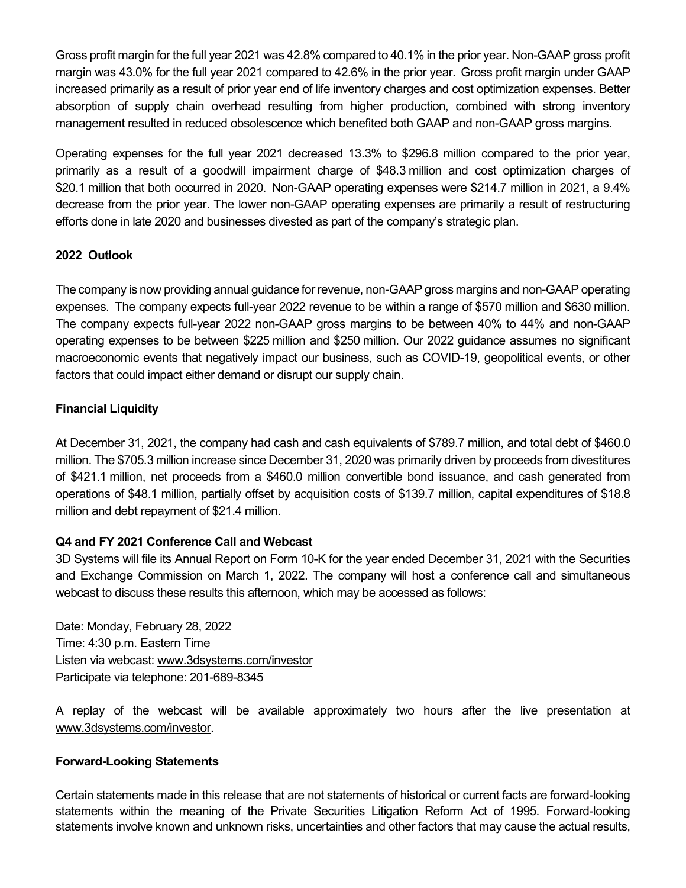Gross profit margin for the full year 2021 was 42.8% compared to 40.1% in the prior year. Non-GAAP gross profit margin was 43.0% for the full year 2021 compared to 42.6% in the prior year. Gross profit margin under GAAP increased primarily as a result of prior year end of life inventory charges and cost optimization expenses. Better absorption of supply chain overhead resulting from higher production, combined with strong inventory management resulted in reduced obsolescence which benefited both GAAP and non-GAAP gross margins.

Operating expenses for the full year 2021 decreased 13.3% to $296.8 million compared to the prior year, primarily as a result of a goodwill impairment charge of $48.3 million and cost optimization charges of $20.1 million that both occurred in 2020. Non-GAAP operating expenses were $214.7 million in 2021, a 9.4% decrease from the prior year. The lower non-GAAP operating expenses are primarily a result of restructuring efforts done in late 2020 and businesses divested as part of the company's strategic plan.

**2022 Outlook**

The company is now providing annual guidance for revenue, non-GAAP gross margins and non-GAAP operating expenses. The company expects full-year 2022 revenue to be within a range of $570 million and $630 million. The company expects full-year 2022 non-GAAP gross margins to be between 40% to 44% and non-GAAP operating expenses to be between $225 million and $250 million. Our 2022 guidance assumes no significant macroeconomic events that negatively impact our business, such as COVID-19, geopolitical events, or other factors that could impact either demand or disrupt our supply chain.

**Financial Liquidity**

At December 31, 2021, the company had cash and cash equivalents of $789.7 million, and total debt of $460.0 million. The $705.3 million increase since December 31, 2020 was primarily driven by proceeds from divestitures of $421.1 million, net proceeds from a $460.0 million convertible bond issuance, and cash generated from operations of $48.1 million, partially offset by acquisition costs of $139.7 million, capital expenditures of $18.8 million and debt repayment of $21.4 million.

**Q4 and FY 2021 Conference Call and Webcast**

3D Systems will file its Annual Report on Form 10-K for the year ended December 31, 2021 with the Securities and Exchange Commission on March 1, 2022. The company will host a conference call and simultaneous webcast to discuss these results this afternoon, which may be accessed as follows:

Date: Monday, February 28, 2022
Time: 4:30 p.m. Eastern Time
Listen via webcast: www.3dsystems.com/investor
Participate via telephone: 201-689-8345

A replay of the webcast will be available approximately two hours after the live presentation at www.3dsystems.com/investor.

**Forward-Looking Statements**

Certain statements made in this release that are not statements of historical or current facts are forward-looking statements within the meaning of the Private Securities Litigation Reform Act of 1995. Forward-looking statements involve known and unknown risks, uncertainties and other factors that may cause the actual results,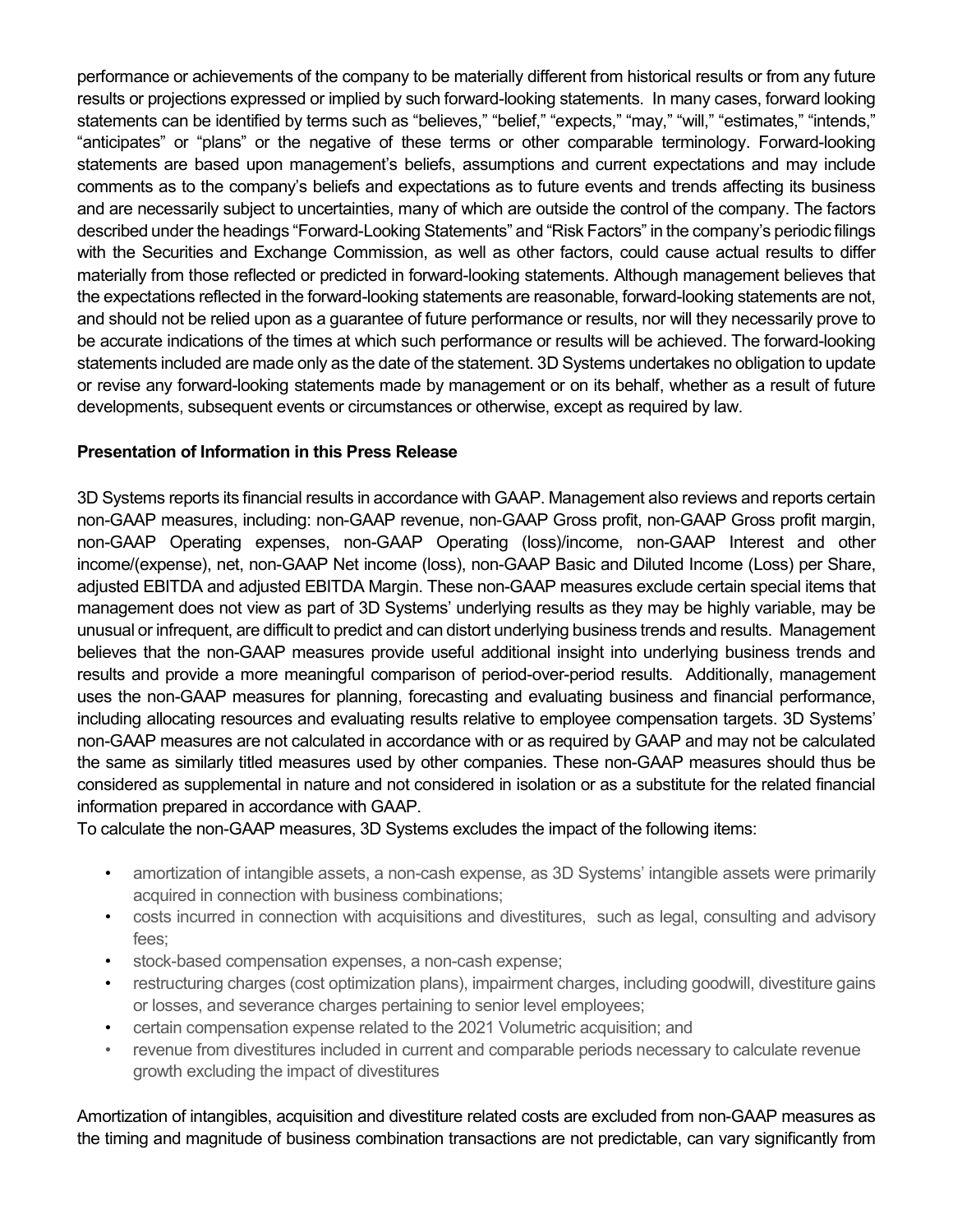performance or achievements of the company to be materially different from historical results or from any future results or projections expressed or implied by such forward-looking statements. In many cases, forward looking statements can be identified by terms such as "believes," "belief," "expects," "may," "will," "estimates," "intends," "anticipates" or "plans" or the negative of these terms or other comparable terminology. Forward-looking statements are based upon management's beliefs, assumptions and current expectations and may include comments as to the company's beliefs and expectations as to future events and trends affecting its business and are necessarily subject to uncertainties, many of which are outside the control of the company. The factors described under the headings "Forward-Looking Statements" and "Risk Factors" in the company's periodic filings with the Securities and Exchange Commission, as well as other factors, could cause actual results to differ materially from those reflected or predicted in forward-looking statements. Although management believes that the expectations reflected in the forward-looking statements are reasonable, forward-looking statements are not, and should not be relied upon as a guarantee of future performance or results, nor will they necessarily prove to be accurate indications of the times at which such performance or results will be achieved. The forward-looking statements included are made only as the date of the statement. 3D Systems undertakes no obligation to update or revise any forward-looking statements made by management or on its behalf, whether as a result of future developments, subsequent events or circumstances or otherwise, except as required by law.

**Presentation of Information in this Press Release**

3D Systems reports its financial results in accordance with GAAP. Management also reviews and reports certain non-GAAP measures, including: non-GAAP revenue, non-GAAP Gross profit, non-GAAP Gross profit margin, non-GAAP Operating expenses, non-GAAP Operating (loss)/income, non-GAAP Interest and other income/(expense), net, non-GAAP Net income (loss), non-GAAP Basic and Diluted Income (Loss) per Share, adjusted EBITDA and adjusted EBITDA Margin. These non-GAAP measures exclude certain special items that management does not view as part of 3D Systems' underlying results as they may be highly variable, may be unusual or infrequent, are difficult to predict and can distort underlying business trends and results. Management believes that the non-GAAP measures provide useful additional insight into underlying business trends and results and provide a more meaningful comparison of period-over-period results. Additionally, management uses the non-GAAP measures for planning, forecasting and evaluating business and financial performance, including allocating resources and evaluating results relative to employee compensation targets. 3D Systems' non-GAAP measures are not calculated in accordance with or as required by GAAP and may not be calculated the same as similarly titled measures used by other companies. These non-GAAP measures should thus be considered as supplemental in nature and not considered in isolation or as a substitute for the related financial information prepared in accordance with GAAP.
To calculate the non-GAAP measures, 3D Systems excludes the impact of the following items:

- amortization of intangible assets, a non-cash expense, as 3D Systems' intangible assets were primarily acquired in connection with business combinations;
- costs incurred in connection with acquisitions and divestitures, such as legal, consulting and advisory fees;
- stock-based compensation expenses, a non-cash expense;
- restructuring charges (cost optimization plans), impairment charges, including goodwill, divestiture gains or losses, and severance charges pertaining to senior level employees;
- certain compensation expense related to the 2021 Volumetric acquisition; and
- revenue from divestitures included in current and comparable periods necessary to calculate revenue growth excluding the impact of divestitures

Amortization of intangibles, acquisition and divestiture related costs are excluded from non-GAAP measures as the timing and magnitude of business combination transactions are not predictable, can vary significantly from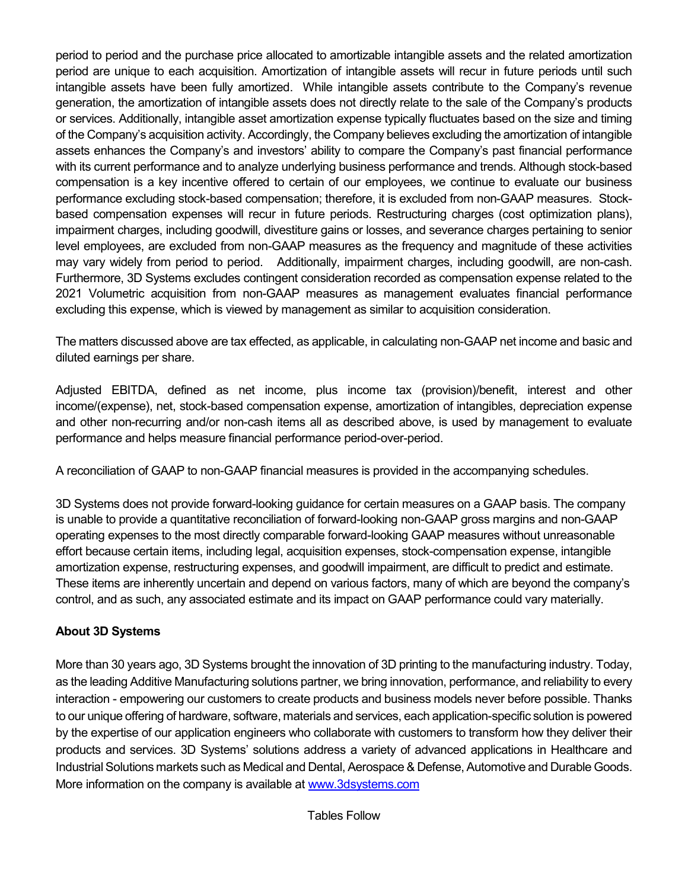period to period and the purchase price allocated to amortizable intangible assets and the related amortization period are unique to each acquisition. Amortization of intangible assets will recur in future periods until such intangible assets have been fully amortized. While intangible assets contribute to the Company's revenue generation, the amortization of intangible assets does not directly relate to the sale of the Company's products or services. Additionally, intangible asset amortization expense typically fluctuates based on the size and timing of the Company's acquisition activity. Accordingly, the Company believes excluding the amortization of intangible assets enhances the Company's and investors' ability to compare the Company's past financial performance with its current performance and to analyze underlying business performance and trends. Although stock-based compensation is a key incentive offered to certain of our employees, we continue to evaluate our business performance excluding stock-based compensation; therefore, it is excluded from non-GAAP measures. Stock-based compensation expenses will recur in future periods. Restructuring charges (cost optimization plans), impairment charges, including goodwill, divestiture gains or losses, and severance charges pertaining to senior level employees, are excluded from non-GAAP measures as the frequency and magnitude of these activities may vary widely from period to period. Additionally, impairment charges, including goodwill, are non-cash. Furthermore, 3D Systems excludes contingent consideration recorded as compensation expense related to the 2021 Volumetric acquisition from non-GAAP measures as management evaluates financial performance excluding this expense, which is viewed by management as similar to acquisition consideration.

The matters discussed above are tax effected, as applicable, in calculating non-GAAP net income and basic and diluted earnings per share.

Adjusted EBITDA, defined as net income, plus income tax (provision)/benefit, interest and other income/(expense), net, stock-based compensation expense, amortization of intangibles, depreciation expense and other non-recurring and/or non-cash items all as described above, is used by management to evaluate performance and helps measure financial performance period-over-period.

A reconciliation of GAAP to non-GAAP financial measures is provided in the accompanying schedules.

3D Systems does not provide forward-looking guidance for certain measures on a GAAP basis. The company is unable to provide a quantitative reconciliation of forward-looking non-GAAP gross margins and non-GAAP operating expenses to the most directly comparable forward-looking GAAP measures without unreasonable effort because certain items, including legal, acquisition expenses, stock-compensation expense, intangible amortization expense, restructuring expenses, and goodwill impairment, are difficult to predict and estimate. These items are inherently uncertain and depend on various factors, many of which are beyond the company's control, and as such, any associated estimate and its impact on GAAP performance could vary materially.

**About 3D Systems**

More than 30 years ago, 3D Systems brought the innovation of 3D printing to the manufacturing industry. Today, as the leading Additive Manufacturing solutions partner, we bring innovation, performance, and reliability to every interaction - empowering our customers to create products and business models never before possible. Thanks to our unique offering of hardware, software, materials and services, each application-specific solution is powered by the expertise of our application engineers who collaborate with customers to transform how they deliver their products and services. 3D Systems' solutions address a variety of advanced applications in Healthcare and Industrial Solutions markets such as Medical and Dental, Aerospace & Defense, Automotive and Durable Goods. More information on the company is available at [www.3dsystems.com](http://www.3dsystems.com)

Tables Follow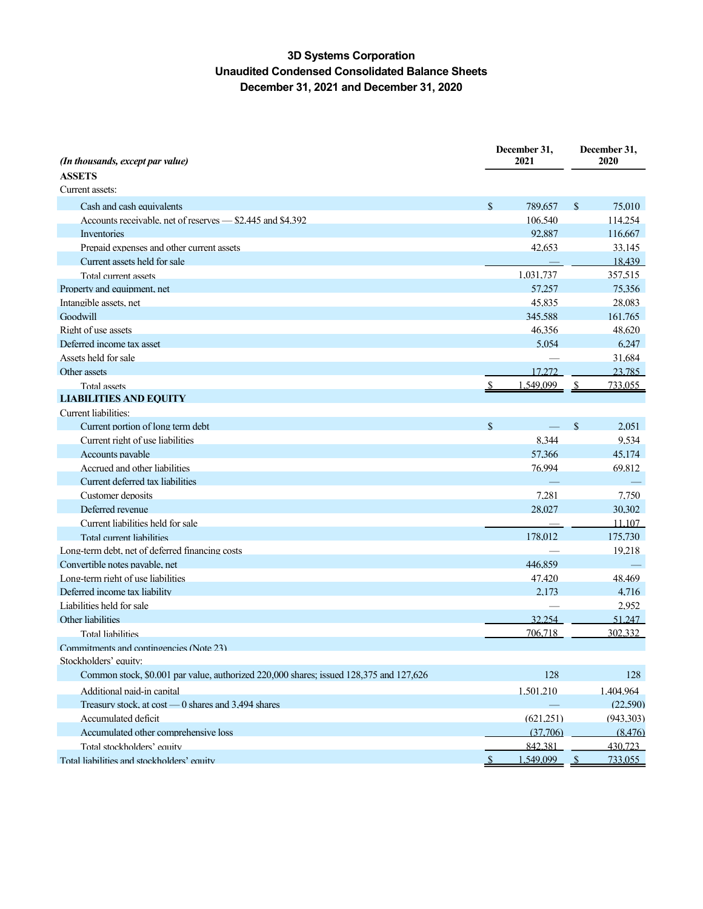# 3D Systems Corporation
## Unaudited Condensed Consolidated Balance Sheets
### December 31, 2021 and December 31, 2020

| *(In thousands, except par value)* | December 31, 2021 | December 31, 2020 |
|---|---|---|
| **ASSETS** | | |
| Current assets: | | |
| Cash and cash equivalents | $ 789,657 | $ 75,010 |
| Accounts receivable, net of reserves — $2,445 and $4,392 | 106,540 | 114,254 |
| Inventories | 92,887 | 116,667 |
| Prepaid expenses and other current assets | 42,653 | 33,145 |
| Current assets held for sale | — | 18,439 |
| Total current assets | 1,031,737 | 357,515 |
| Property and equipment, net | 57,257 | 75,356 |
| Intangible assets, net | 45,835 | 28,083 |
| Goodwill | 345,588 | 161,765 |
| Right of use assets | 46,356 | 48,620 |
| Deferred income tax asset | 5,054 | 6,247 |
| Assets held for sale | — | 31,684 |
| Other assets | 17,272 | 23,785 |
| Total assets | $ 1,549,099 | $ 733,055 |
| **LIABILITIES AND EQUITY** | | |
| Current liabilities: | | |
| Current portion of long term debt | $ — | $ 2,051 |
| Current right of use liabilities | 8,344 | 9,534 |
| Accounts payable | 57,366 | 45,174 |
| Accrued and other liabilities | 76,994 | 69,812 |
| Current deferred tax liabilities | — | — |
| Customer deposits | 7,281 | 7,750 |
| Deferred revenue | 28,027 | 30,302 |
| Current liabilities held for sale | — | 11,107 |
| Total current liabilities | 178,012 | 175,730 |
| Long-term debt, net of deferred financing costs | — | 19,218 |
| Convertible notes payable, net | 446,859 | — |
| Long-term right of use liabilities | 47,420 | 48,469 |
| Deferred income tax liability | 2,173 | 4,716 |
| Liabilities held for sale | — | 2,952 |
| Other liabilities | 32,254 | 51,247 |
| Total liabilities | 706,718 | 302,332 |
| Commitments and contingencies (Note 23) | | |
| Stockholders' equity: | | |
| Common stock, $0.001 par value, authorized 220,000 shares; issued 128,375 and 127,626 | 128 | 128 |
| Additional paid-in capital | 1,501,210 | 1,404,964 |
| Treasury stock, at cost — 0 shares and 3,494 shares | — | (22,590) |
| Accumulated deficit | (621,251) | (943,303) |
| Accumulated other comprehensive loss | (37,706) | (8,476) |
| Total stockholders' equity | 842,381 | 430,723 |
| Total liabilities and stockholders' equity | $ 1,549,099 | $ 733,055 |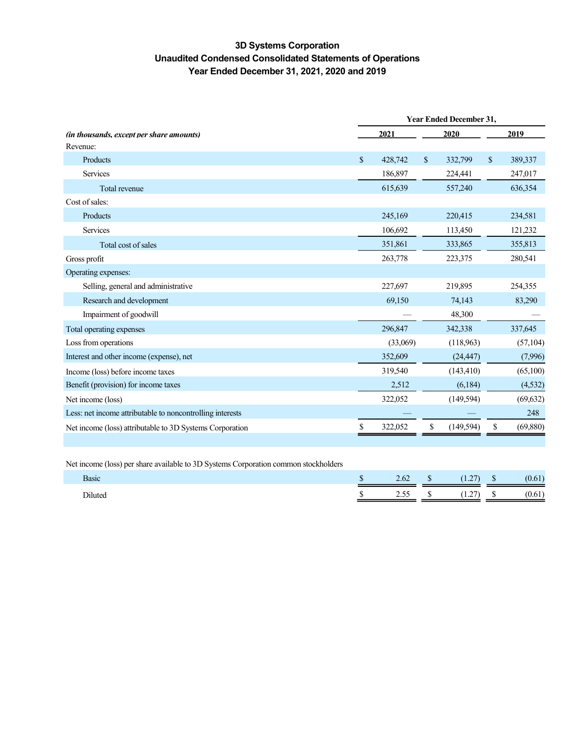# 3D Systems Corporation
## Unaudited Condensed Consolidated Statements of Operations
### Year Ended December 31, 2021, 2020 and 2019

| | Year Ended December 31, | | |
|---|---|---|---|
| *(in thousands, except per share amounts)* | 2021 | 2020 | 2019 |
| Revenue: | | | |
| Products | $ 428,742 | $ 332,799 | $ 389,337 |
| Services | 186,897 | 224,441 | 247,017 |
| Total revenue | 615,639 | 557,240 | 636,354 |
| Cost of sales: | | | |
| Products | 245,169 | 220,415 | 234,581 |
| Services | 106,692 | 113,450 | 121,232 |
| Total cost of sales | 351,861 | 333,865 | 355,813 |
| Gross profit | 263,778 | 223,375 | 280,541 |
| Operating expenses: | | | |
| Selling, general and administrative | 227,697 | 219,895 | 254,355 |
| Research and development | 69,150 | 74,143 | 83,290 |
| Impairment of goodwill | — | 48,300 | — |
| Total operating expenses | 296,847 | 342,338 | 337,645 |
| Loss from operations | (33,069) | (118,963) | (57,104) |
| Interest and other income (expense), net | 352,609 | (24,447) | (7,996) |
| Income (loss) before income taxes | 319,540 | (143,410) | (65,100) |
| Benefit (provision) for income taxes | 2,512 | (6,184) | (4,532) |
| Net income (loss) | 322,052 | (149,594) | (69,632) |
| Less: net income attributable to noncontrolling interests | — | — | 248 |
| Net income (loss) attributable to 3D Systems Corporation | $ 322,052 | $ (149,594) | $ (69,880) |
| | | | |
| Net income (loss) per share available to 3D Systems Corporation common stockholders | | | |
| Basic | $ 2.62 | $ (1.27) | $ (0.61) |
| Diluted | $ 2.55 | $ (1.27) | $ (0.61) |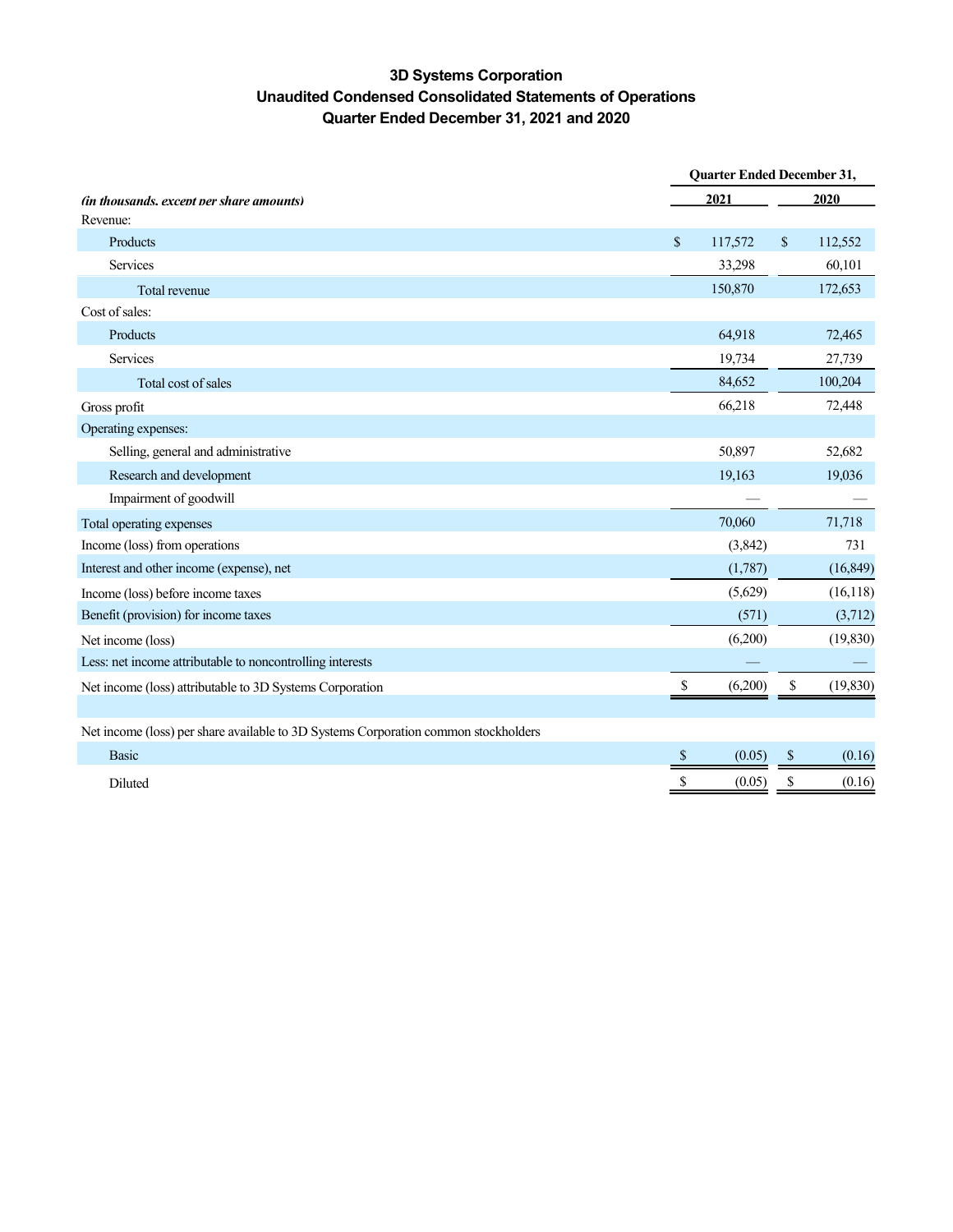# 3D Systems Corporation
## Unaudited Condensed Consolidated Statements of Operations
## Quarter Ended December 31, 2021 and 2020

| *(in thousands, except per share amounts)* | Quarter Ended December 31, 2021 | Quarter Ended December 31, 2020 |
|---|---|---|
| Revenue: | | |
| Products | $ 117,572 | $ 112,552 |
| Services | 33,298 | 60,101 |
| Total revenue | 150,870 | 172,653 |
| Cost of sales: | | |
| Products | 64,918 | 72,465 |
| Services | 19,734 | 27,739 |
| Total cost of sales | 84,652 | 100,204 |
| Gross profit | 66,218 | 72,448 |
| Operating expenses: | | |
| Selling, general and administrative | 50,897 | 52,682 |
| Research and development | 19,163 | 19,036 |
| Impairment of goodwill | — | — |
| Total operating expenses | 70,060 | 71,718 |
| Income (loss) from operations | (3,842) | 731 |
| Interest and other income (expense), net | (1,787) | (16,849) |
| Income (loss) before income taxes | (5,629) | (16,118) |
| Benefit (provision) for income taxes | (571) | (3,712) |
| Net income (loss) | (6,200) | (19,830) |
| Less: net income attributable to noncontrolling interests | — | — |
| Net income (loss) attributable to 3D Systems Corporation | $ (6,200) | $ (19,830) |
| | | |
| Net income (loss) per share available to 3D Systems Corporation common stockholders | | |
| Basic | $ (0.05) | $ (0.16) |
| Diluted | $ (0.05) | $ (0.16) |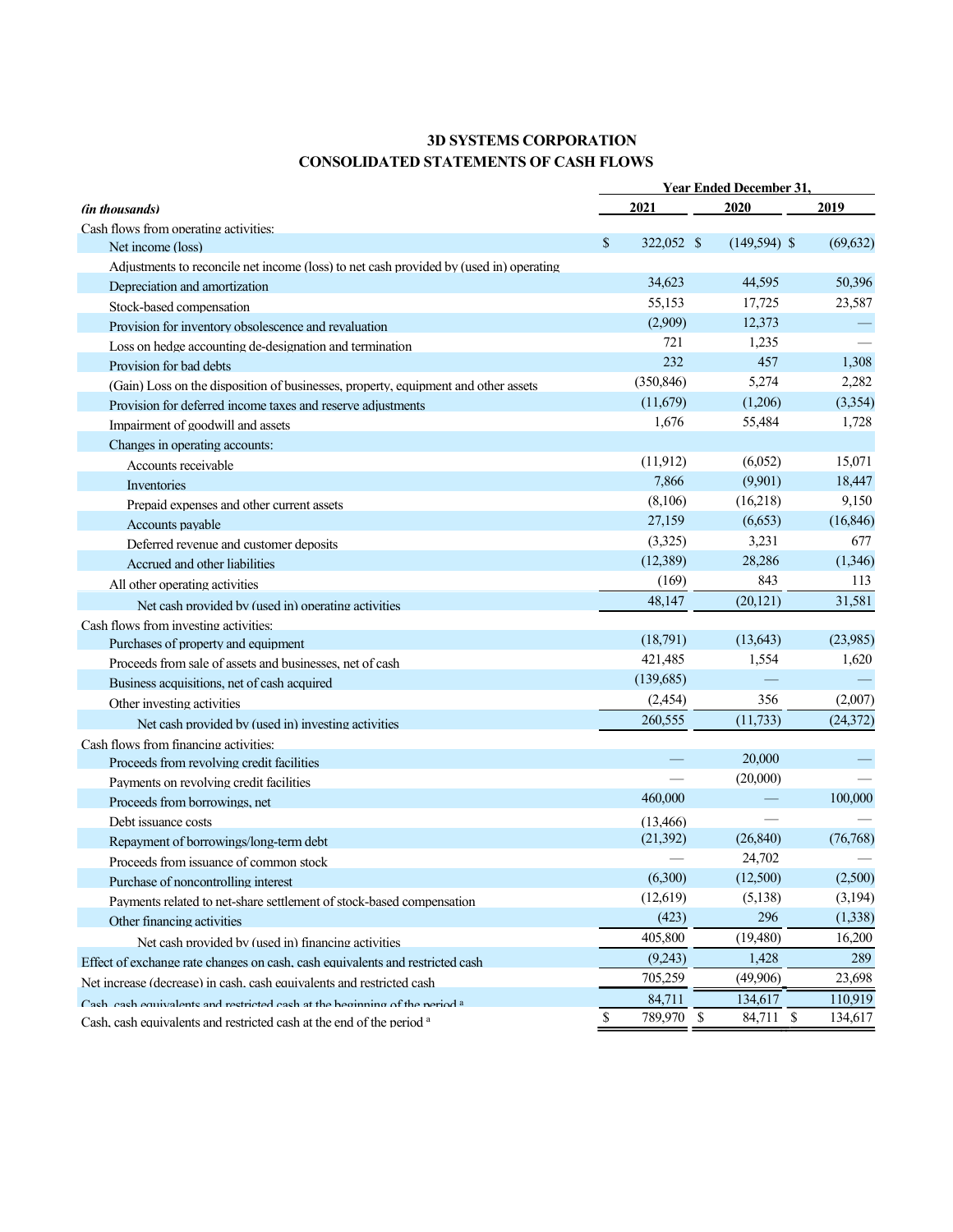# 3D SYSTEMS CORPORATION

## CONSOLIDATED STATEMENTS OF CASH FLOWS

| *(in thousands)* | Year Ended December 31, 2021 | 2020 | 2019 |
|---|---|---|---|
| Cash flows from operating activities: | | | |
| Net income (loss) | $ 322,052 | $ (149,594) | $ (69,632) |
| Adjustments to reconcile net income (loss) to net cash provided by (used in) operating | | | |
| Depreciation and amortization | 34,623 | 44,595 | 50,396 |
| Stock-based compensation | 55,153 | 17,725 | 23,587 |
| Provision for inventory obsolescence and revaluation | (2,909) | 12,373 | — |
| Loss on hedge accounting de-designation and termination | 721 | 1,235 | — |
| Provision for bad debts | 232 | 457 | 1,308 |
| (Gain) Loss on the disposition of businesses, property, equipment and other assets | (350,846) | 5,274 | 2,282 |
| Provision for deferred income taxes and reserve adjustments | (11,679) | (1,206) | (3,354) |
| Impairment of goodwill and assets | 1,676 | 55,484 | 1,728 |
| Changes in operating accounts: | | | |
| Accounts receivable | (11,912) | (6,052) | 15,071 |
| Inventories | 7,866 | (9,901) | 18,447 |
| Prepaid expenses and other current assets | (8,106) | (16,218) | 9,150 |
| Accounts payable | 27,159 | (6,653) | (16,846) |
| Deferred revenue and customer deposits | (3,325) | 3,231 | 677 |
| Accrued and other liabilities | (12,389) | 28,286 | (1,346) |
| All other operating activities | (169) | 843 | 113 |
| Net cash provided by (used in) operating activities | 48,147 | (20,121) | 31,581 |
| Cash flows from investing activities: | | | |
| Purchases of property and equipment | (18,791) | (13,643) | (23,985) |
| Proceeds from sale of assets and businesses, net of cash | 421,485 | 1,554 | 1,620 |
| Business acquisitions, net of cash acquired | (139,685) | — | — |
| Other investing activities | (2,454) | 356 | (2,007) |
| Net cash provided by (used in) investing activities | 260,555 | (11,733) | (24,372) |
| Cash flows from financing activities: | | | |
| Proceeds from revolving credit facilities | — | 20,000 | — |
| Payments on revolving credit facilities | — | (20,000) | — |
| Proceeds from borrowings, net | 460,000 | — | 100,000 |
| Debt issuance costs | (13,466) | — | — |
| Repayment of borrowings/long-term debt | (21,392) | (26,840) | (76,768) |
| Proceeds from issuance of common stock | — | 24,702 | — |
| Purchase of noncontrolling interest | (6,300) | (12,500) | (2,500) |
| Payments related to net-share settlement of stock-based compensation | (12,619) | (5,138) | (3,194) |
| Other financing activities | (423) | 296 | (1,338) |
| Net cash provided by (used in) financing activities | 405,800 | (19,480) | 16,200 |
| Effect of exchange rate changes on cash, cash equivalents and restricted cash | (9,243) | 1,428 | 289 |
| Net increase (decrease) in cash, cash equivalents and restricted cash | 705,259 | (49,906) | 23,698 |
| Cash, cash equivalents and restricted cash at the beginning of the period [a] | 84,711 | 134,617 | 110,919 |
| Cash, cash equivalents and restricted cash at the end of the period [a] | $ 789,970 | $ 84,711 | $ 134,617 |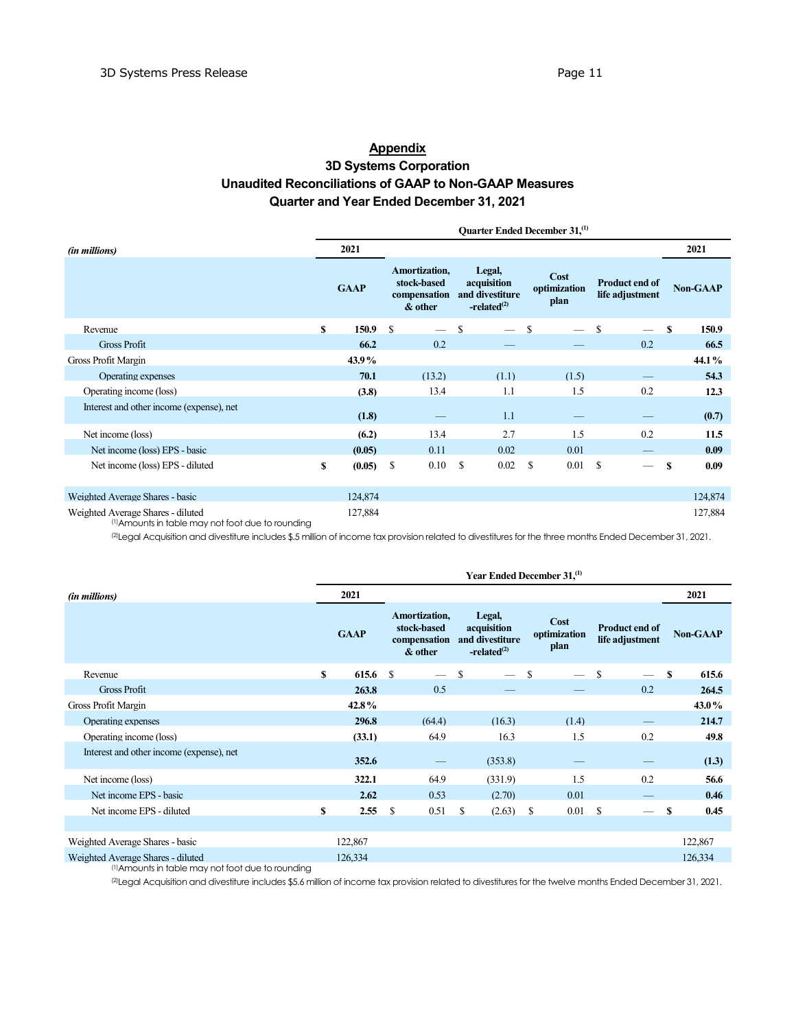## Appendix

### 3D Systems Corporation
### Unaudited Reconciliations of GAAP to Non-GAAP Measures
### Quarter and Year Ended December 31, 2021

| *(in millions)* | Quarter Ended December 31,[1] | | | | | |
|---|---|---|---|---|---|---|
| | 2021 | | | | | 2021 |
| | GAAP | Amortization, stock-based compensation & other | Legal, acquisition and divestiture -related[2] | Cost optimization plan | Product end of life adjustment | Non-GAAP |
| Revenue | $ 150.9 | $ — | $ — | $ — | $ — | $ 150.9 |
| Gross Profit | 66.2 | 0.2 | — | — | 0.2 | 66.5 |
| Gross Profit Margin | 43.9% | | | | | 44.1% |
| Operating expenses | 70.1 | (13.2) | (1.1) | (1.5) | — | 54.3 |
| Operating income (loss) | (3.8) | 13.4 | 1.1 | 1.5 | 0.2 | 12.3 |
| Interest and other income (expense), net | (1.8) | — | 1.1 | — | — | (0.7) |
| Net income (loss) | (6.2) | 13.4 | 2.7 | 1.5 | 0.2 | 11.5 |
| Net income (loss) EPS - basic | (0.05) | 0.11 | 0.02 | 0.01 | — | 0.09 |
| Net income (loss) EPS - diluted | $ (0.05) | $ 0.10 | $ 0.02 | $ 0.01 | $ — | $ 0.09 |
| Weighted Average Shares - basic | 124,874 | | | | | 124,874 |
| Weighted Average Shares - diluted | 127,884 | | | | | 127,884 |

[1]Amounts in table may not foot due to rounding

[2]Legal Acquisition and divestiture includes $.5 million of income tax provision related to divestitures for the three months Ended December 31, 2021.

| *(in millions)* | Year Ended December 31,[1] | | | | | |
|---|---|---|---|---|---|---|
| | 2021 | | | | | 2021 |
| | GAAP | Amortization, stock-based compensation & other | Legal, acquisition and divestiture -related[2] | Cost optimization plan | Product end of life adjustment | Non-GAAP |
| Revenue | $ 615.6 | $ — | $ — | $ — | $ — | $ 615.6 |
| Gross Profit | 263.8 | 0.5 | — | — | 0.2 | 264.5 |
| Gross Profit Margin | 42.8% | | | | | 43.0% |
| Operating expenses | 296.8 | (64.4) | (16.3) | (1.4) | — | 214.7 |
| Operating income (loss) | (33.1) | 64.9 | 16.3 | 1.5 | 0.2 | 49.8 |
| Interest and other income (expense), net | 352.6 | — | (353.8) | — | — | (1.3) |
| Net income (loss) | 322.1 | 64.9 | (331.9) | 1.5 | 0.2 | 56.6 |
| Net income EPS - basic | 2.62 | 0.53 | (2.70) | 0.01 | — | 0.46 |
| Net income EPS - diluted | $ 2.55 | $ 0.51 | $ (2.63) | $ 0.01 | $ — | $ 0.45 |
| Weighted Average Shares - basic | 122,867 | | | | | 122,867 |
| Weighted Average Shares - diluted | 126,334 | | | | | 126,334 |

[1]Amounts in table may not foot due to rounding

[2]Legal Acquisition and divestiture includes $5.6 million of income tax provision related to divestitures for the twelve months Ended December 31, 2021.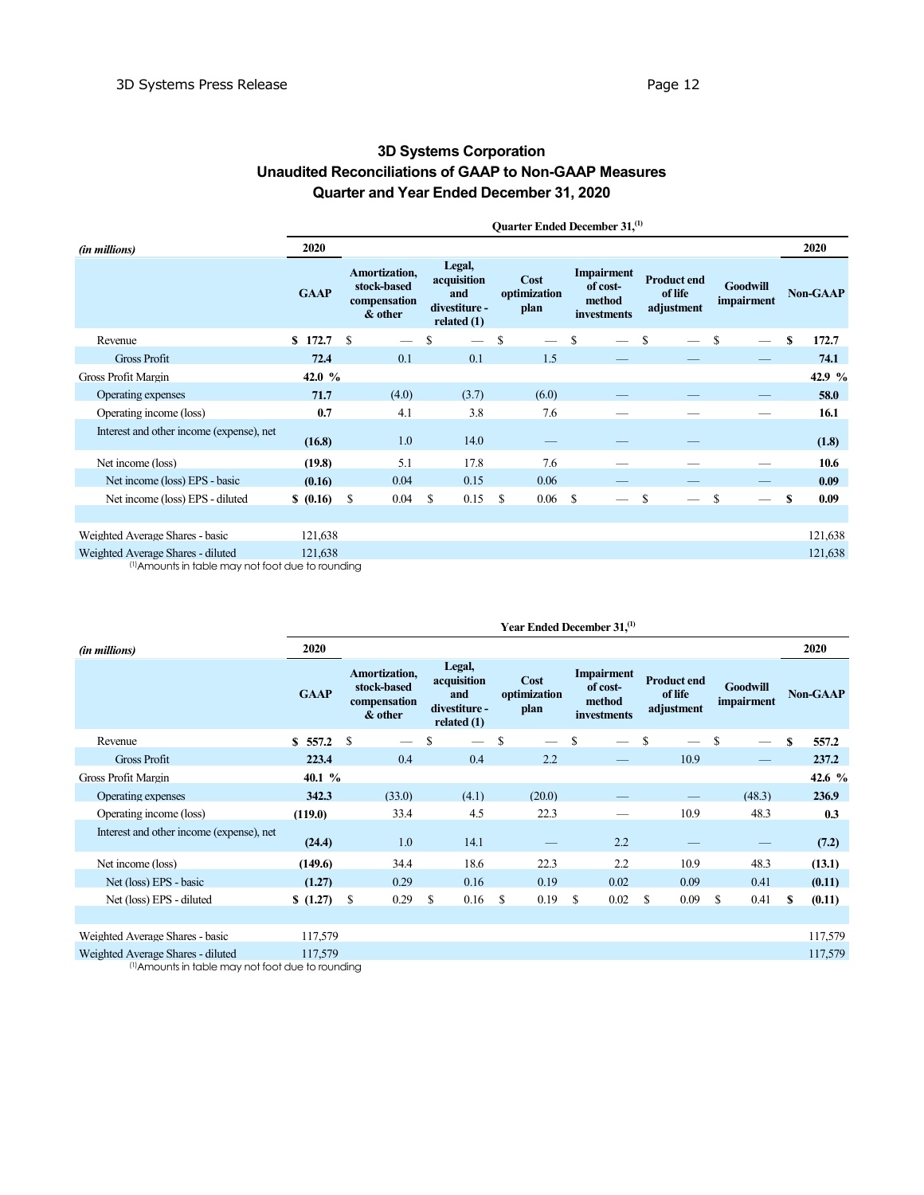# 3D Systems Corporation
## Unaudited Reconciliations of GAAP to Non-GAAP Measures
## Quarter and Year Ended December 31, 2020

| *(in millions)* | Quarter Ended December 31,[1] | | | | | | | |
|---|---|---|---|---|---|---|---|---|
| | 2020 | | | | | | | 2020 |
| | **GAAP** | **Amortization, stock-based compensation & other** | **Legal, acquisition and divestiture - related (1)** | **Cost optimization plan** | **Impairment of cost-method investments** | **Product end of life adjustment** | **Goodwill impairment** | **Non-GAAP** |
| Revenue | **$ 172.7** | $ — | $ — | $ — | $ — | $ — | $ — | **$ 172.7** |
| Gross Profit | **72.4** | 0.1 | 0.1 | 1.5 | — | — | — | **74.1** |
| Gross Profit Margin | **42.0 %** | | | | | | | **42.9 %** |
| Operating expenses | **71.7** | (4.0) | (3.7) | (6.0) | — | — | — | **58.0** |
| Operating income (loss) | **0.7** | 4.1 | 3.8 | 7.6 | — | — | — | **16.1** |
| Interest and other income (expense), net | **(16.8)** | 1.0 | 14.0 | — | — | — | | **(1.8)** |
| Net income (loss) | **(19.8)** | 5.1 | 17.8 | 7.6 | — | — | — | **10.6** |
| Net income (loss) EPS - basic | **(0.16)** | 0.04 | 0.15 | 0.06 | — | — | — | **0.09** |
| Net income (loss) EPS - diluted | **$ (0.16)** | $ 0.04 | $ 0.15 | $ 0.06 | $ — | $ — | $ — | **$ 0.09** |
| | | | | | | | | |
| Weighted Average Shares - basic | 121,638 | | | | | | | 121,638 |
| Weighted Average Shares - diluted | 121,638 | | | | | | | 121,638 |

[1]Amounts in table may not foot due to rounding

| *(in millions)* | Year Ended December 31,[1] | | | | | | | |
|---|---|---|---|---|---|---|---|---|
| | 2020 | | | | | | | 2020 |
| | **GAAP** | **Amortization, stock-based compensation & other** | **Legal, acquisition and divestiture - related (1)** | **Cost optimization plan** | **Impairment of cost-method investments** | **Product end of life adjustment** | **Goodwill impairment** | **Non-GAAP** |
| Revenue | **$ 557.2** | $ — | $ — | $ — | $ — | $ — | $ — | **$ 557.2** |
| Gross Profit | **223.4** | 0.4 | 0.4 | 2.2 | — | 10.9 | — | **237.2** |
| Gross Profit Margin | **40.1 %** | | | | | | | **42.6 %** |
| Operating expenses | **342.3** | (33.0) | (4.1) | (20.0) | — | — | (48.3) | **236.9** |
| Operating income (loss) | **(119.0)** | 33.4 | 4.5 | 22.3 | — | 10.9 | 48.3 | **0.3** |
| Interest and other income (expense), net | **(24.4)** | 1.0 | 14.1 | — | 2.2 | — | — | **(7.2)** |
| Net income (loss) | **(149.6)** | 34.4 | 18.6 | 22.3 | 2.2 | 10.9 | 48.3 | **(13.1)** |
| Net (loss) EPS - basic | **(1.27)** | 0.29 | 0.16 | 0.19 | 0.02 | 0.09 | 0.41 | **(0.11)** |
| Net (loss) EPS - diluted | **$ (1.27)** | $ 0.29 | $ 0.16 | $ 0.19 | $ 0.02 | $ 0.09 | $ 0.41 | **$ (0.11)** |
| | | | | | | | | |
| Weighted Average Shares - basic | 117,579 | | | | | | | 117,579 |
| Weighted Average Shares - diluted | 117,579 | | | | | | | 117,579 |

[1]Amounts in table may not foot due to rounding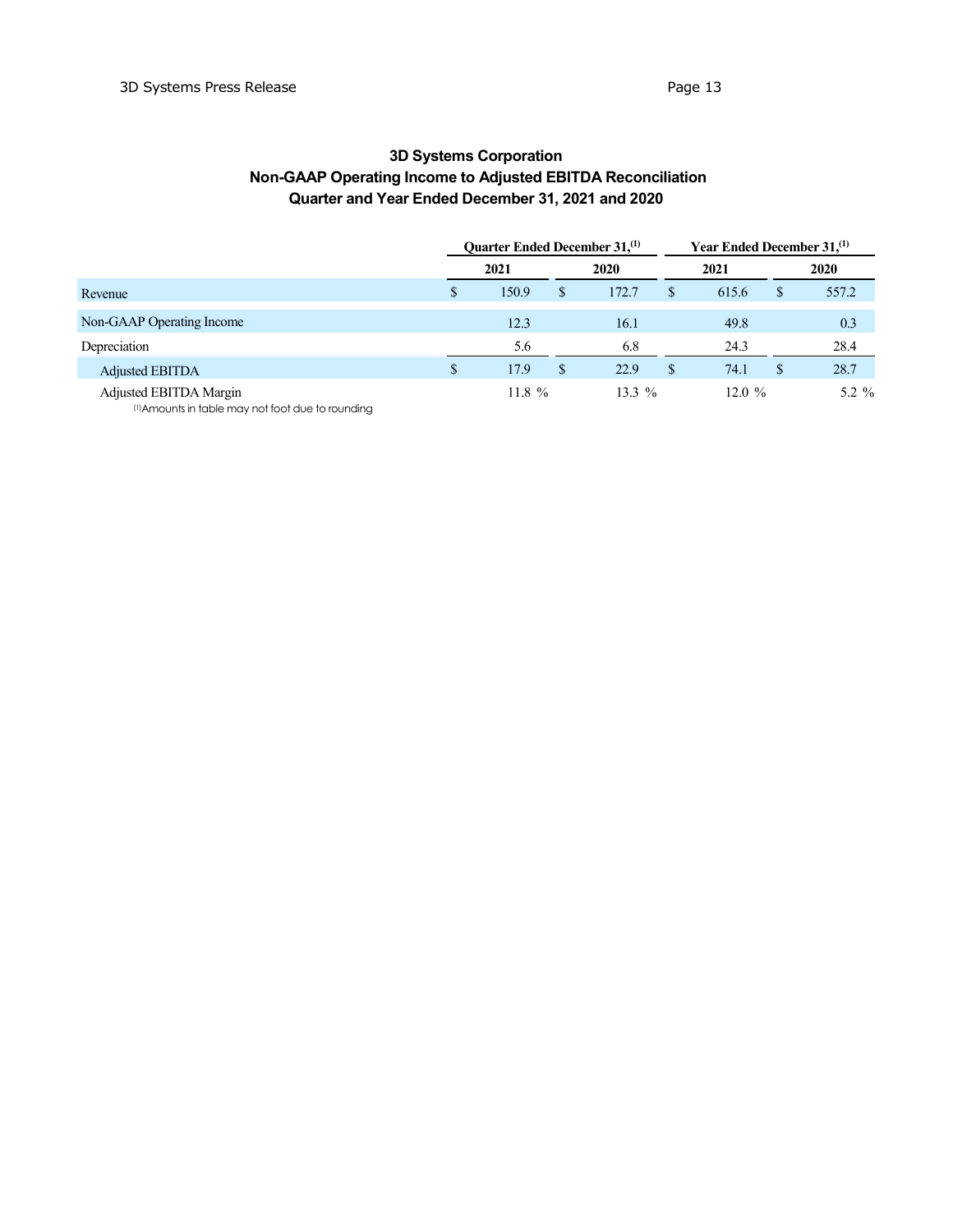# 3D Systems Corporation
## Non-GAAP Operating Income to Adjusted EBITDA Reconciliation
## Quarter and Year Ended December 31, 2021 and 2020

| | Quarter Ended December 31,[1] | | Year Ended December 31,[1] | |
|---|---|---|---|---|
| | 2021 | 2020 | 2021 | 2020 |
| Revenue | $ 150.9 | $ 172.7 | $ 615.6 | $ 557.2 |
| Non-GAAP Operating Income | 12.3 | 16.1 | 49.8 | 0.3 |
| Depreciation | 5.6 | 6.8 | 24.3 | 28.4 |
| Adjusted EBITDA | $ 17.9 | $ 22.9 | $ 74.1 | $ 28.7 |
| Adjusted EBITDA Margin | 11.8 % | 13.3 % | 12.0 % | 5.2 % |

[1] Amounts in table may not foot due to rounding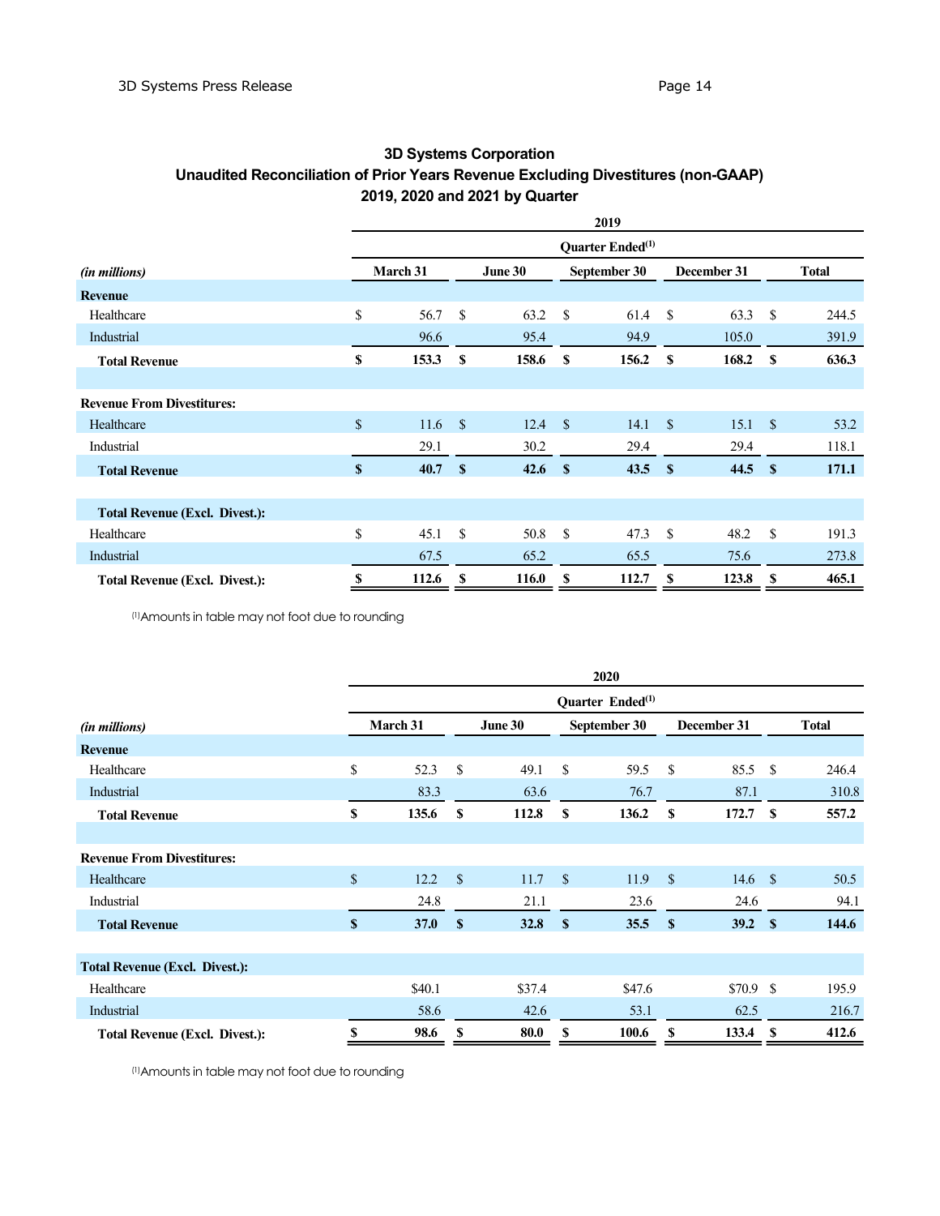# 3D Systems Corporation
## Unaudited Reconciliation of Prior Years Revenue Excluding Divestitures (non-GAAP)
## 2019, 2020 and 2021 by Quarter

| | 2019 | | | | |
|---|---|---|---|---|---|
| | Quarter Ended[1] | | | | |
| *(in millions)* | March 31 | June 30 | September 30 | December 31 | Total |
| **Revenue** | | | | | |
| Healthcare | $ 56.7 | $ 63.2 | $ 61.4 | $ 63.3 | $ 244.5 |
| Industrial | 96.6 | 95.4 | 94.9 | 105.0 | 391.9 |
| **Total Revenue** | **$ 153.3** | **$ 158.6** | **$ 156.2** | **$ 168.2** | **$ 636.3** |
| | | | | | |
| **Revenue From Divestitures:** | | | | | |
| Healthcare | $ 11.6 | $ 12.4 | $ 14.1 | $ 15.1 | $ 53.2 |
| Industrial | 29.1 | 30.2 | 29.4 | 29.4 | 118.1 |
| **Total Revenue** | **$ 40.7** | **$ 42.6** | **$ 43.5** | **$ 44.5** | **$ 171.1** |
| | | | | | |
| **Total Revenue (Excl. Divest.):** | | | | | |
| Healthcare | $ 45.1 | $ 50.8 | $ 47.3 | $ 48.2 | $ 191.3 |
| Industrial | 67.5 | 65.2 | 65.5 | 75.6 | 273.8 |
| **Total Revenue (Excl. Divest.):** | **$ 112.6** | **$ 116.0** | **$ 112.7** | **$ 123.8** | **$ 465.1** |

[1]Amounts in table may not foot due to rounding

| | 2020 | | | | |
|---|---|---|---|---|---|
| | Quarter Ended[1] | | | | |
| *(in millions)* | March 31 | June 30 | September 30 | December 31 | Total |
| **Revenue** | | | | | |
| Healthcare | $ 52.3 | $ 49.1 | $ 59.5 | $ 85.5 | $ 246.4 |
| Industrial | 83.3 | 63.6 | 76.7 | 87.1 | 310.8 |
| **Total Revenue** | **$ 135.6** | **$ 112.8** | **$ 136.2** | **$ 172.7** | **$ 557.2** |
| | | | | | |
| **Revenue From Divestitures:** | | | | | |
| Healthcare | $ 12.2 | $ 11.7 | $ 11.9 | $ 14.6 | $ 50.5 |
| Industrial | 24.8 | 21.1 | 23.6 | 24.6 | 94.1 |
| **Total Revenue** | **$ 37.0** | **$ 32.8** | **$ 35.5** | **$ 39.2** | **$ 144.6** |
| | | | | | |
| **Total Revenue (Excl. Divest.):** | | | | | |
| Healthcare | $40.1 | $37.4 | $47.6 | $70.9 | $ 195.9 |
| Industrial | 58.6 | 42.6 | 53.1 | 62.5 | 216.7 |
| **Total Revenue (Excl. Divest.):** | **$ 98.6** | **$ 80.0** | **$ 100.6** | **$ 133.4** | **$ 412.6** |

[1]Amounts in table may not foot due to rounding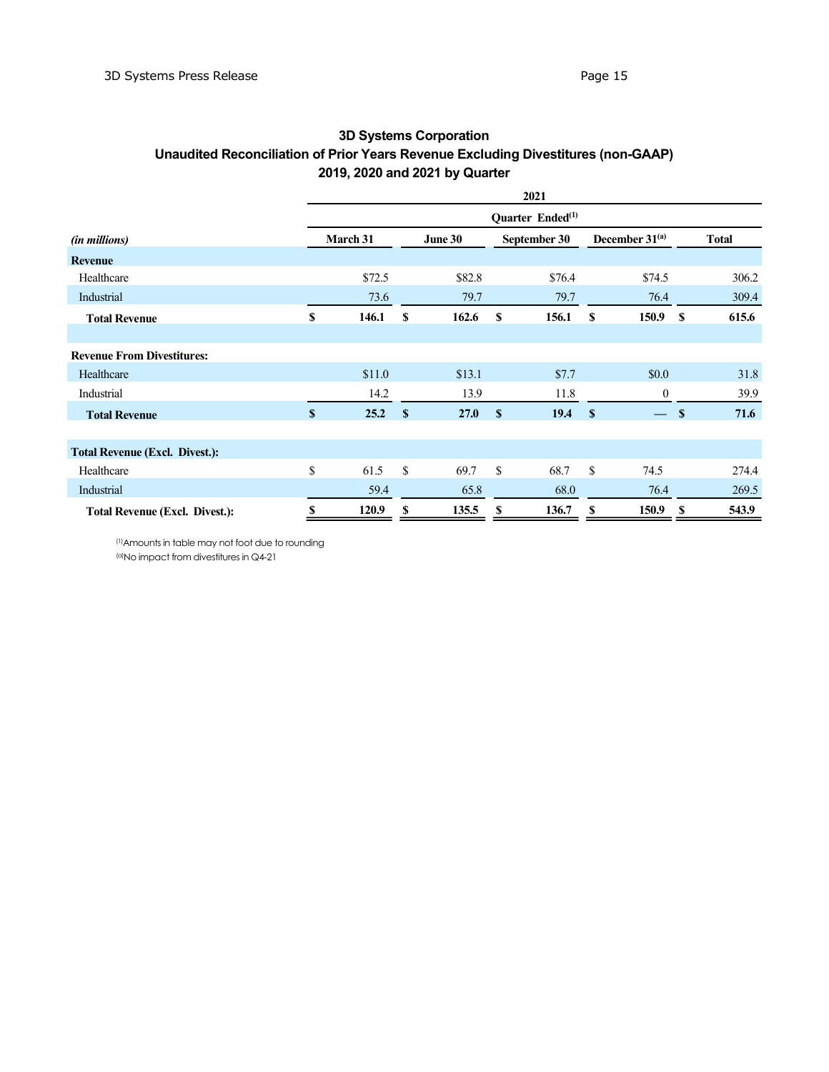## 3D Systems Corporation
## Unaudited Reconciliation of Prior Years Revenue Excluding Divestitures (non-GAAP)
## 2019, 2020 and 2021 by Quarter

| | 2021 | | | | |
|---|---|---|---|---|---|
| | Quarter Ended[1] | | | | |
| *(in millions)* | March 31 | June 30 | September 30 | December 31[a] | Total |
| **Revenue** | | | | | |
| Healthcare | $72.5 | $82.8 | $76.4 | $74.5 | 306.2 |
| Industrial | 73.6 | 79.7 | 79.7 | 76.4 | 309.4 |
| **Total Revenue** | **$ 146.1** | **$ 162.6** | **$ 156.1** | **$ 150.9** | **$ 615.6** |
| | | | | | |
| **Revenue From Divestitures:** | | | | | |
| Healthcare | $11.0 | $13.1 | $7.7 | $0.0 | 31.8 |
| Industrial | 14.2 | 13.9 | 11.8 | 0 | 39.9 |
| **Total Revenue** | **$ 25.2** | **$ 27.0** | **$ 19.4** | **$ —** | **$ 71.6** |
| | | | | | |
| **Total Revenue (Excl. Divest.):** | | | | | |
| Healthcare | $ 61.5 | $ 69.7 | $ 68.7 | $ 74.5 | 274.4 |
| Industrial | 59.4 | 65.8 | 68.0 | 76.4 | 269.5 |
| **Total Revenue (Excl. Divest.):** | **$ 120.9** | **$ 135.5** | **$ 136.7** | **$ 150.9** | **$ 543.9** |

[1]Amounts in table may not foot due to rounding

[a]No impact from divestitures in Q4-21